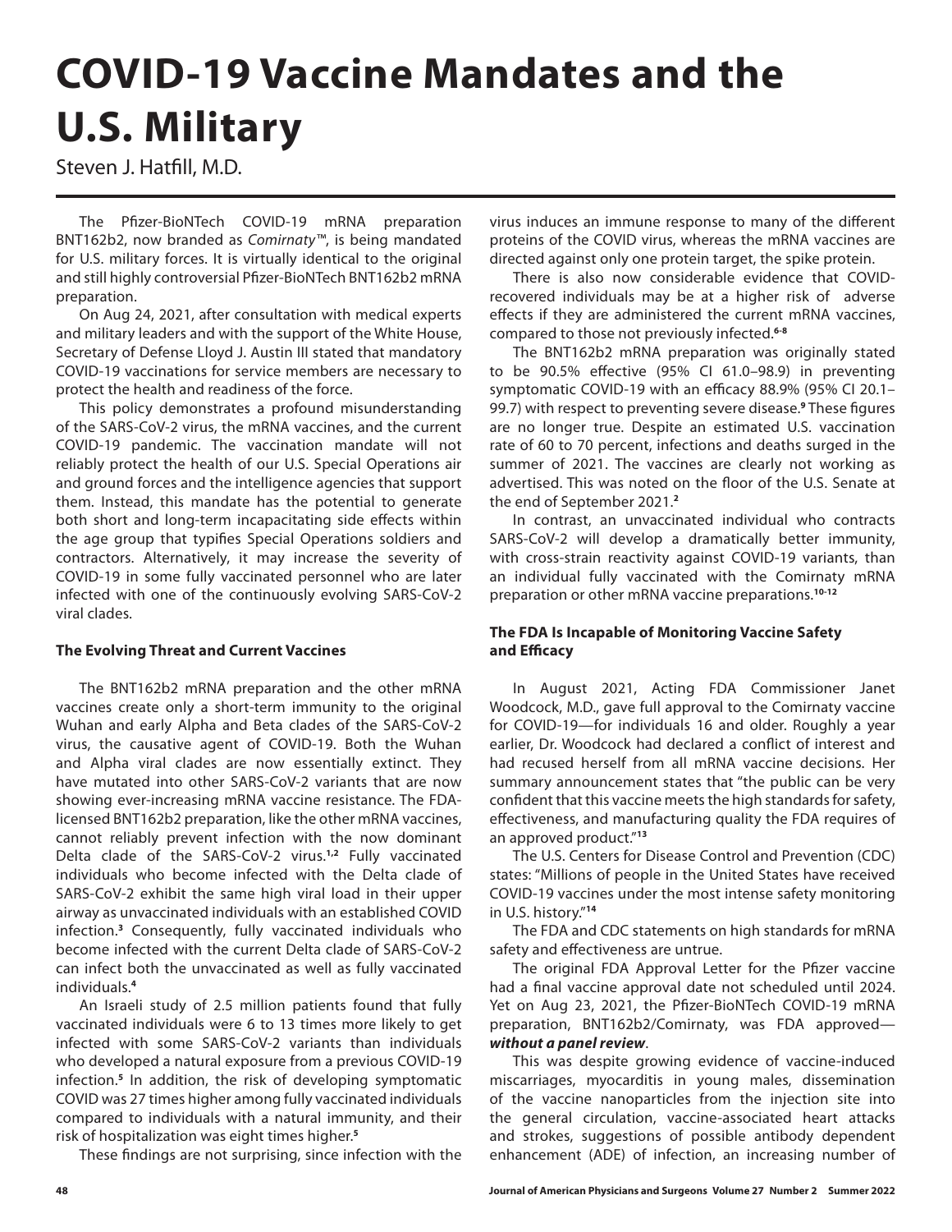# COVID-19 Vaccine Mandates and the U.S. Military

Steven J. Hatfill, M.D.

The Pfizer-BioNTech COVID-19 mRNA preparation BNT162b2, now branded as *Comirnaty™*, is being mandated for U.S. military forces. It is virtually identical to the original and still highly controversial Pfizer-BioNTech BNT162b2 mRNA preparation.

On Aug 24, 2021, after consultation with medical experts and military leaders and with the support of the White House, Secretary of Defense Lloyd J. Austin III stated that mandatory COVID-19 vaccinations for service members are necessary to protect the health and readiness of the force.

This policy demonstrates a profound misunderstanding of the SARS-CoV-2 virus, the mRNA vaccines, and the current COVID-19 pandemic. The vaccination mandate will not reliably protect the health of our U.S. Special Operations air and ground forces and the intelligence agencies that support them. Instead, this mandate has the potential to generate both short and long-term incapacitating side effects within the age group that typifies Special Operations soldiers and contractors. Alternatively, it may increase the severity of COVID-19 in some fully vaccinated personnel who are later infected with one of the continuously evolving SARS-CoV-2 viral clades.

### The Evolving Threat and Current Vaccines

The BNT162b2 mRNA preparation and the other mRNA vaccines create only a short-term immunity to the original Wuhan and early Alpha and Beta clades of the SARS-CoV-2 virus, the causative agent of COVID-19. Both the Wuhan and Alpha viral clades are now essentially extinct. They have mutated into other SARS-CoV-2 variants that are now showing ever-increasing mRNA vaccine resistance. The FDA-licensed BNT162b2 preparation, like the other mRNA vaccines, cannot reliably prevent infection with the now dominant Delta clade of the SARS-CoV-2 virus.[1,2] Fully vaccinated individuals who become infected with the Delta clade of SARS-CoV-2 exhibit the same high viral load in their upper airway as unvaccinated individuals with an established COVID infection.[3] Consequently, fully vaccinated individuals who become infected with the current Delta clade of SARS-CoV-2 can infect both the unvaccinated as well as fully vaccinated individuals.[4]

An Israeli study of 2.5 million patients found that fully vaccinated individuals were 6 to 13 times more likely to get infected with some SARS-CoV-2 variants than individuals who developed a natural exposure from a previous COVID-19 infection.[5] In addition, the risk of developing symptomatic COVID was 27 times higher among fully vaccinated individuals compared to individuals with a natural immunity, and their risk of hospitalization was eight times higher.[5]

These findings are not surprising, since infection with the virus induces an immune response to many of the different proteins of the COVID virus, whereas the mRNA vaccines are directed against only one protein target, the spike protein.

There is also now considerable evidence that COVID-recovered individuals may be at a higher risk of adverse effects if they are administered the current mRNA vaccines, compared to those not previously infected.[6-8]

The BNT162b2 mRNA preparation was originally stated to be 90.5% effective (95% CI 61.0–98.9) in preventing symptomatic COVID-19 with an efficacy 88.9% (95% CI 20.1–99.7) with respect to preventing severe disease.[9] These figures are no longer true. Despite an estimated U.S. vaccination rate of 60 to 70 percent, infections and deaths surged in the summer of 2021. The vaccines are clearly not working as advertised. This was noted on the floor of the U.S. Senate at the end of September 2021.[2]

In contrast, an unvaccinated individual who contracts SARS-CoV-2 will develop a dramatically better immunity, with cross-strain reactivity against COVID-19 variants, than an individual fully vaccinated with the Comirnaty mRNA preparation or other mRNA vaccine preparations.[10-12]

### The FDA Is Incapable of Monitoring Vaccine Safety and Efficacy

In August 2021, Acting FDA Commissioner Janet Woodcock, M.D., gave full approval to the Comirnaty vaccine for COVID-19—for individuals 16 and older. Roughly a year earlier, Dr. Woodcock had declared a conflict of interest and had recused herself from all mRNA vaccine decisions. Her summary announcement states that "the public can be very confident that this vaccine meets the high standards for safety, effectiveness, and manufacturing quality the FDA requires of an approved product."[13]

The U.S. Centers for Disease Control and Prevention (CDC) states: "Millions of people in the United States have received COVID-19 vaccines under the most intense safety monitoring in U.S. history."[14]

The FDA and CDC statements on high standards for mRNA safety and effectiveness are untrue.

The original FDA Approval Letter for the Pfizer vaccine had a final vaccine approval date not scheduled until 2024. Yet on Aug 23, 2021, the Pfizer-BioNTech COVID-19 mRNA preparation, BNT162b2/Comirnaty, was FDA approved—***without a panel review***.

This was despite growing evidence of vaccine-induced miscarriages, myocarditis in young males, dissemination of the vaccine nanoparticles from the injection site into the general circulation, vaccine-associated heart attacks and strokes, suggestions of possible antibody dependent enhancement (ADE) of infection, an increasing number of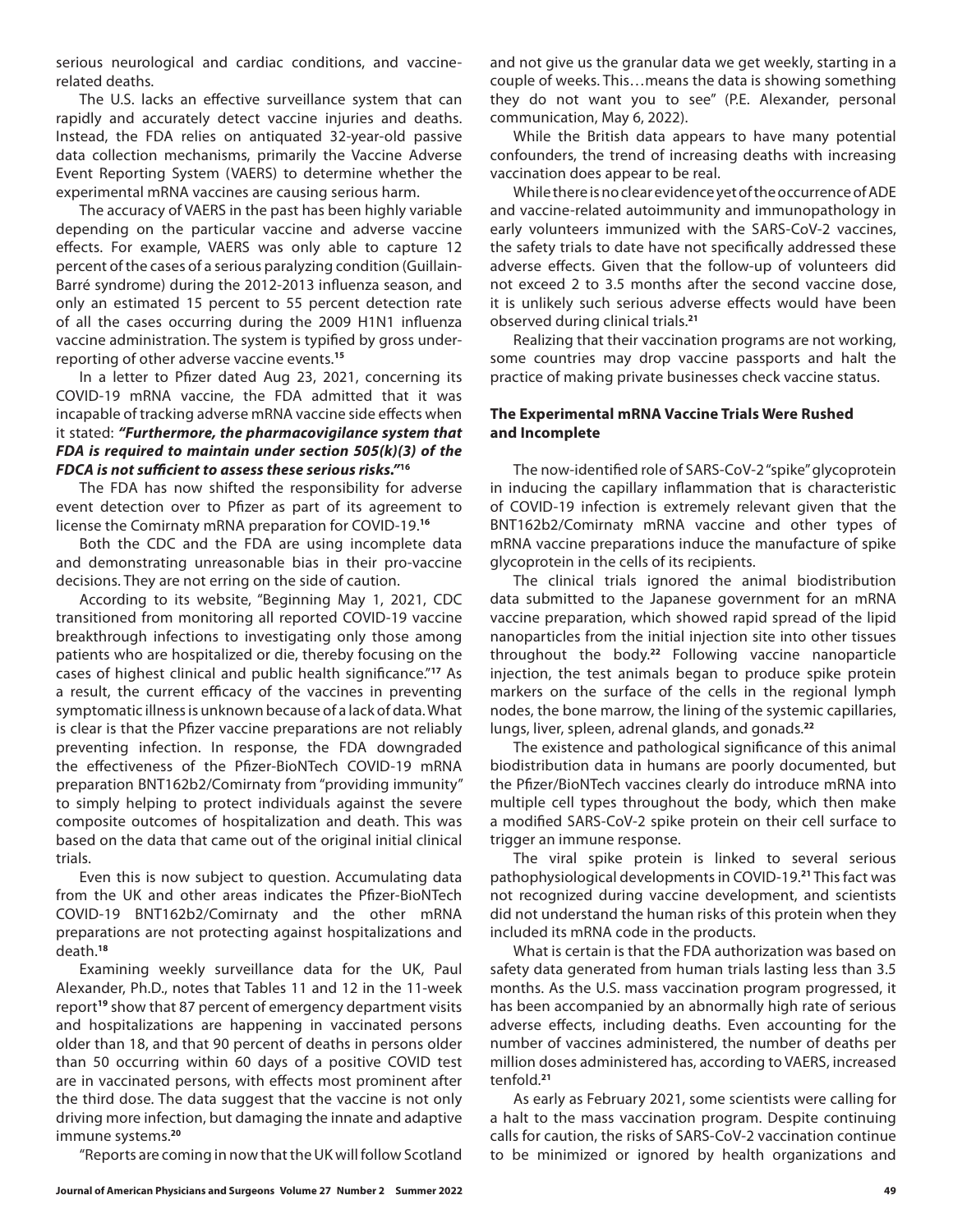serious neurological and cardiac conditions, and vaccine-related deaths.

The U.S. lacks an effective surveillance system that can rapidly and accurately detect vaccine injuries and deaths. Instead, the FDA relies on antiquated 32-year-old passive data collection mechanisms, primarily the Vaccine Adverse Event Reporting System (VAERS) to determine whether the experimental mRNA vaccines are causing serious harm.

The accuracy of VAERS in the past has been highly variable depending on the particular vaccine and adverse vaccine effects. For example, VAERS was only able to capture 12 percent of the cases of a serious paralyzing condition (Guillain-Barré syndrome) during the 2012-2013 influenza season, and only an estimated 15 percent to 55 percent detection rate of all the cases occurring during the 2009 H1N1 influenza vaccine administration. The system is typified by gross under-reporting of other adverse vaccine events.[15]

In a letter to Pfizer dated Aug 23, 2021, concerning its COVID-19 mRNA vaccine, the FDA admitted that it was incapable of tracking adverse mRNA vaccine side effects when it stated: ***"Furthermore, the pharmacovigilance system that FDA is required to maintain under section 505(k)(3) of the FDCA is not sufficient to assess these serious risks."***[16]

The FDA has now shifted the responsibility for adverse event detection over to Pfizer as part of its agreement to license the Comirnaty mRNA preparation for COVID-19.[16]

Both the CDC and the FDA are using incomplete data and demonstrating unreasonable bias in their pro-vaccine decisions. They are not erring on the side of caution.

According to its website, "Beginning May 1, 2021, CDC transitioned from monitoring all reported COVID-19 vaccine breakthrough infections to investigating only those among patients who are hospitalized or die, thereby focusing on the cases of highest clinical and public health significance."[17] As a result, the current efficacy of the vaccines in preventing symptomatic illness is unknown because of a lack of data. What is clear is that the Pfizer vaccine preparations are not reliably preventing infection. In response, the FDA downgraded the effectiveness of the Pfizer-BioNTech COVID-19 mRNA preparation BNT162b2/Comirnaty from "providing immunity" to simply helping to protect individuals against the severe composite outcomes of hospitalization and death. This was based on the data that came out of the original initial clinical trials.

Even this is now subject to question. Accumulating data from the UK and other areas indicates the Pfizer-BioNTech COVID-19 BNT162b2/Comirnaty and the other mRNA preparations are not protecting against hospitalizations and death.[18]

Examining weekly surveillance data for the UK, Paul Alexander, Ph.D., notes that Tables 11 and 12 in the 11-week report[19] show that 87 percent of emergency department visits and hospitalizations are happening in vaccinated persons older than 18, and that 90 percent of deaths in persons older than 50 occurring within 60 days of a positive COVID test are in vaccinated persons, with effects most prominent after the third dose. The data suggest that the vaccine is not only driving more infection, but damaging the innate and adaptive immune systems.[20]

"Reports are coming in now that the UK will follow Scotland and not give us the granular data we get weekly, starting in a couple of weeks. This…means the data is showing something they do not want you to see" (P.E. Alexander, personal communication, May 6, 2022).

While the British data appears to have many potential confounders, the trend of increasing deaths with increasing vaccination does appear to be real.

While there is no clear evidence yet of the occurrence of ADE and vaccine-related autoimmunity and immunopathology in early volunteers immunized with the SARS-CoV-2 vaccines, the safety trials to date have not specifically addressed these adverse effects. Given that the follow-up of volunteers did not exceed 2 to 3.5 months after the second vaccine dose, it is unlikely such serious adverse effects would have been observed during clinical trials.[21]

Realizing that their vaccination programs are not working, some countries may drop vaccine passports and halt the practice of making private businesses check vaccine status.

### The Experimental mRNA Vaccine Trials Were Rushed and Incomplete

The now-identified role of SARS-CoV-2 "spike" glycoprotein in inducing the capillary inflammation that is characteristic of COVID-19 infection is extremely relevant given that the BNT162b2/Comirnaty mRNA vaccine and other types of mRNA vaccine preparations induce the manufacture of spike glycoprotein in the cells of its recipients.

The clinical trials ignored the animal biodistribution data submitted to the Japanese government for an mRNA vaccine preparation, which showed rapid spread of the lipid nanoparticles from the initial injection site into other tissues throughout the body.[22] Following vaccine nanoparticle injection, the test animals began to produce spike protein markers on the surface of the cells in the regional lymph nodes, the bone marrow, the lining of the systemic capillaries, lungs, liver, spleen, adrenal glands, and gonads.[22]

The existence and pathological significance of this animal biodistribution data in humans are poorly documented, but the Pfizer/BioNTech vaccines clearly do introduce mRNA into multiple cell types throughout the body, which then make a modified SARS-CoV-2 spike protein on their cell surface to trigger an immune response.

The viral spike protein is linked to several serious pathophysiological developments in COVID-19.[21] This fact was not recognized during vaccine development, and scientists did not understand the human risks of this protein when they included its mRNA code in the products.

What is certain is that the FDA authorization was based on safety data generated from human trials lasting less than 3.5 months. As the U.S. mass vaccination program progressed, it has been accompanied by an abnormally high rate of serious adverse effects, including deaths. Even accounting for the number of vaccines administered, the number of deaths per million doses administered has, according to VAERS, increased tenfold.[21]

As early as February 2021, some scientists were calling for a halt to the mass vaccination program. Despite continuing calls for caution, the risks of SARS-CoV-2 vaccination continue to be minimized or ignored by health organizations and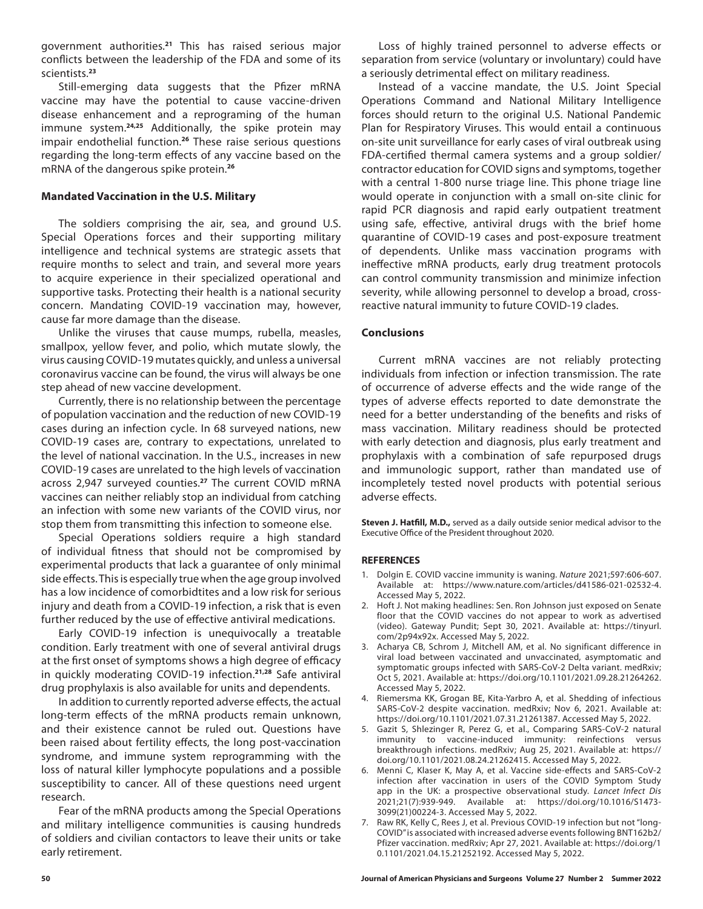government authorities.[21] This has raised serious major conflicts between the leadership of the FDA and some of its scientists.[23]

Still-emerging data suggests that the Pfizer mRNA vaccine may have the potential to cause vaccine-driven disease enhancement and a reprograming of the human immune system.[24,25] Additionally, the spike protein may impair endothelial function.[26] These raise serious questions regarding the long-term effects of any vaccine based on the mRNA of the dangerous spike protein.[26]

### Mandated Vaccination in the U.S. Military

The soldiers comprising the air, sea, and ground U.S. Special Operations forces and their supporting military intelligence and technical systems are strategic assets that require months to select and train, and several more years to acquire experience in their specialized operational and supportive tasks. Protecting their health is a national security concern. Mandating COVID-19 vaccination may, however, cause far more damage than the disease.

Unlike the viruses that cause mumps, rubella, measles, smallpox, yellow fever, and polio, which mutate slowly, the virus causing COVID-19 mutates quickly, and unless a universal coronavirus vaccine can be found, the virus will always be one step ahead of new vaccine development.

Currently, there is no relationship between the percentage of population vaccination and the reduction of new COVID-19 cases during an infection cycle. In 68 surveyed nations, new COVID-19 cases are, contrary to expectations, unrelated to the level of national vaccination. In the U.S., increases in new COVID-19 cases are unrelated to the high levels of vaccination across 2,947 surveyed counties.[27] The current COVID mRNA vaccines can neither reliably stop an individual from catching an infection with some new variants of the COVID virus, nor stop them from transmitting this infection to someone else.

Special Operations soldiers require a high standard of individual fitness that should not be compromised by experimental products that lack a guarantee of only minimal side effects. This is especially true when the age group involved has a low incidence of comorbidtites and a low risk for serious injury and death from a COVID-19 infection, a risk that is even further reduced by the use of effective antiviral medications.

Early COVID-19 infection is unequivocally a treatable condition. Early treatment with one of several antiviral drugs at the first onset of symptoms shows a high degree of efficacy in quickly moderating COVID-19 infection.[21,28] Safe antiviral drug prophylaxis is also available for units and dependents.

In addition to currently reported adverse effects, the actual long-term effects of the mRNA products remain unknown, and their existence cannot be ruled out. Questions have been raised about fertility effects, the long post-vaccination syndrome, and immune system reprogramming with the loss of natural killer lymphocyte populations and a possible susceptibility to cancer. All of these questions need urgent research.

Fear of the mRNA products among the Special Operations and military intelligence communities is causing hundreds of soldiers and civilian contactors to leave their units or take early retirement.

Loss of highly trained personnel to adverse effects or separation from service (voluntary or involuntary) could have a seriously detrimental effect on military readiness.

Instead of a vaccine mandate, the U.S. Joint Special Operations Command and National Military Intelligence forces should return to the original U.S. National Pandemic Plan for Respiratory Viruses. This would entail a continuous on-site unit surveillance for early cases of viral outbreak using FDA-certified thermal camera systems and a group soldier/contractor education for COVID signs and symptoms, together with a central 1-800 nurse triage line. This phone triage line would operate in conjunction with a small on-site clinic for rapid PCR diagnosis and rapid early outpatient treatment using safe, effective, antiviral drugs with the brief home quarantine of COVID-19 cases and post-exposure treatment of dependents. Unlike mass vaccination programs with ineffective mRNA products, early drug treatment protocols can control community transmission and minimize infection severity, while allowing personnel to develop a broad, cross-reactive natural immunity to future COVID-19 clades.

### Conclusions

Current mRNA vaccines are not reliably protecting individuals from infection or infection transmission. The rate of occurrence of adverse effects and the wide range of the types of adverse effects reported to date demonstrate the need for a better understanding of the benefits and risks of mass vaccination. Military readiness should be protected with early detection and diagnosis, plus early treatment and prophylaxis with a combination of safe repurposed drugs and immunologic support, rather than mandated use of incompletely tested novel products with potential serious adverse effects.

**Steven J. Hatfill, M.D.,** served as a daily outside senior medical advisor to the Executive Office of the President throughout 2020.

### REFERENCES

1. Dolgin E. COVID vaccine immunity is waning. *Nature* 2021;597:606-607. Available at: https://www.nature.com/articles/d41586-021-02532-4. Accessed May 5, 2022.
2. Hoft J. Not making headlines: Sen. Ron Johnson just exposed on Senate floor that the COVID vaccines do not appear to work as advertised (video). Gateway Pundit; Sept 30, 2021. Available at: https://tinyurl.com/2p94x92x. Accessed May 5, 2022.
3. Acharya CB, Schrom J, Mitchell AM, et al. No significant difference in viral load between vaccinated and unvaccinated, asymptomatic and symptomatic groups infected with SARS-CoV-2 Delta variant. medRxiv; Oct 5, 2021. Available at: https://doi.org/10.1101/2021.09.28.21264262. Accessed May 5, 2022.
4. Riemersma KK, Grogan BE, Kita-Yarbro A, et al. Shedding of infectious SARS-CoV-2 despite vaccination. medRxiv; Nov 6, 2021. Available at: https://doi.org/10.1101/2021.07.31.21261387. Accessed May 5, 2022.
5. Gazit S, Shlezinger R, Perez G, et al., Comparing SARS-CoV-2 natural immunity to vaccine-induced immunity: reinfections versus breakthrough infections. medRxiv; Aug 25, 2021. Available at: https://doi.org/10.1101/2021.08.24.21262415. Accessed May 5, 2022.
6. Menni C, Klaser K, May A, et al. Vaccine side-effects and SARS-CoV-2 infection after vaccination in users of the COVID Symptom Study app in the UK: a prospective observational study. *Lancet Infect Dis* 2021;21(7):939-949. Available at: https://doi.org/10.1016/S1473-3099(21)00224-3. Accessed May 5, 2022.
7. Raw RK, Kelly C, Rees J, et al. Previous COVID-19 infection but not "long-COVID" is associated with increased adverse events following BNT162b2/Pfizer vaccination. medRxiv; Apr 27, 2021. Available at: https://doi.org/10.1101/2021.04.15.21252192. Accessed May 5, 2022.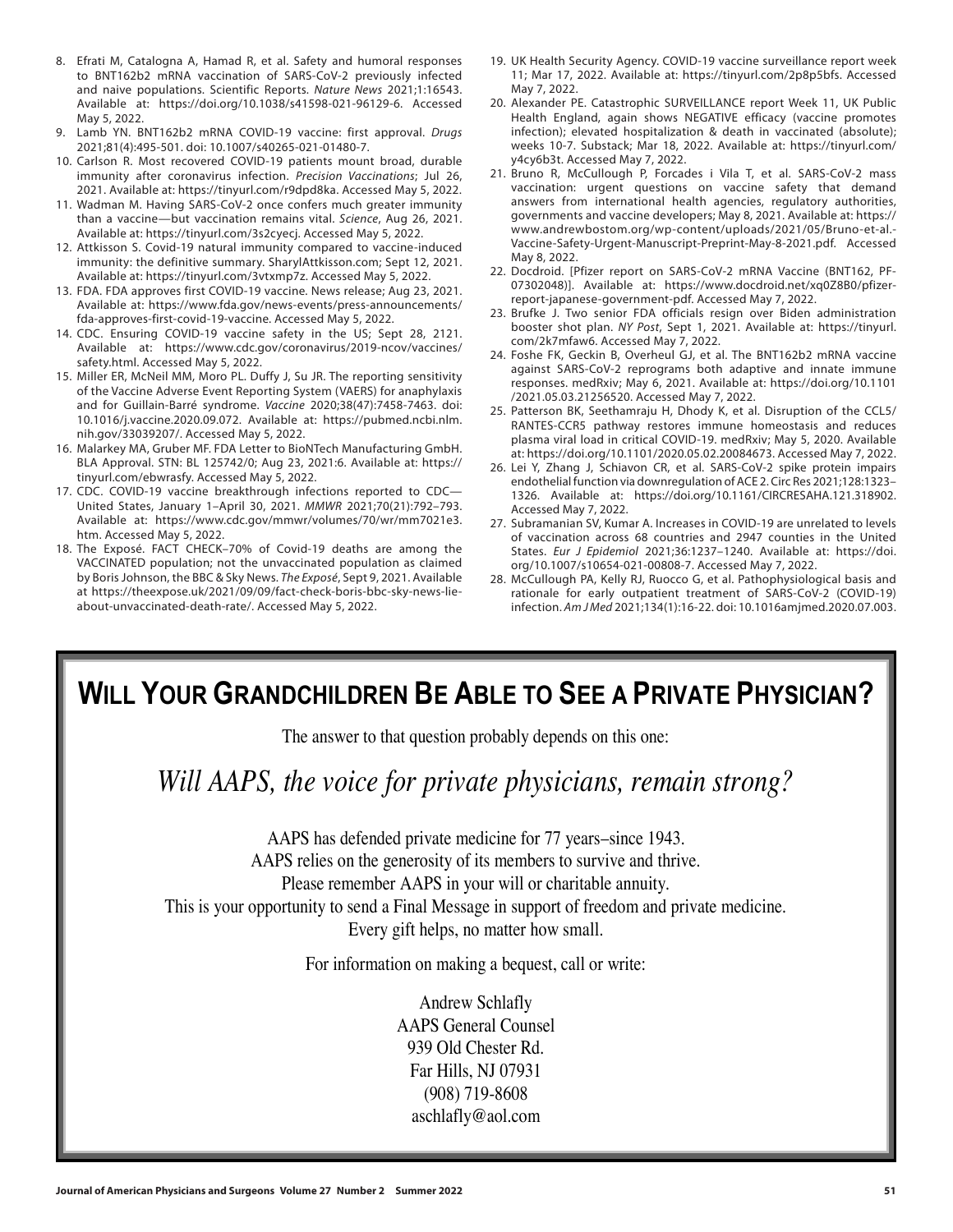8. Efrati M, Catalogna A, Hamad R, et al. Safety and humoral responses to BNT162b2 mRNA vaccination of SARS-CoV-2 previously infected and naive populations. Scientific Reports. *Nature News* 2021;1:16543. Available at: https://doi.org/10.1038/s41598-021-96129-6. Accessed May 5, 2022.
9. Lamb YN. BNT162b2 mRNA COVID-19 vaccine: first approval. *Drugs* 2021;81(4):495-501. doi: 10.1007/s40265-021-01480-7.
10. Carlson R. Most recovered COVID-19 patients mount broad, durable immunity after coronavirus infection. *Precision Vaccinations*; Jul 26, 2021. Available at: https://tinyurl.com/r9dpd8ka. Accessed May 5, 2022.
11. Wadman M. Having SARS-CoV-2 once confers much greater immunity than a vaccine—but vaccination remains vital. *Science*, Aug 26, 2021. Available at: https://tinyurl.com/3s2cyecj. Accessed May 5, 2022.
12. Attkisson S. Covid-19 natural immunity compared to vaccine-induced immunity: the definitive summary. SharylAttkisson.com; Sept 12, 2021. Available at: https://tinyurl.com/3vtxmp7z. Accessed May 5, 2022.
13. FDA. FDA approves first COVID-19 vaccine. News release; Aug 23, 2021. Available at: https://www.fda.gov/news-events/press-announcements/fda-approves-first-covid-19-vaccine. Accessed May 5, 2022.
14. CDC. Ensuring COVID-19 vaccine safety in the US; Sept 28, 2121. Available at: https://www.cdc.gov/coronavirus/2019-ncov/vaccines/safety.html. Accessed May 5, 2022.
15. Miller ER, McNeil MM, Moro PL. Duffy J, Su JR. The reporting sensitivity of the Vaccine Adverse Event Reporting System (VAERS) for anaphylaxis and for Guillain-Barré syndrome. *Vaccine* 2020;38(47):7458-7463. doi: 10.1016/j.vaccine.2020.09.072. Available at: https://pubmed.ncbi.nlm.nih.gov/33039207/. Accessed May 5, 2022.
16. Malarkey MA, Gruber MF. FDA Letter to BioNTech Manufacturing GmbH. BLA Approval. STN: BL 125742/0; Aug 23, 2021:6. Available at: https://tinyurl.com/ebwrasfy. Accessed May 5, 2022.
17. CDC. COVID-19 vaccine breakthrough infections reported to CDC—United States, January 1–April 30, 2021. *MMWR* 2021;70(21):792–793. Available at: https://www.cdc.gov/mmwr/volumes/70/wr/mm7021e3.htm. Accessed May 5, 2022.
18. The Exposé. FACT CHECK–70% of Covid-19 deaths are among the VACCINATED population; not the unvaccinated population as claimed by Boris Johnson, the BBC & Sky News. *The Exposé*, Sept 9, 2021. Available at https://theexpose.uk/2021/09/09/fact-check-boris-bbc-sky-news-lie-about-unvaccinated-death-rate/. Accessed May 5, 2022.
19. UK Health Security Agency. COVID-19 vaccine surveillance report week 11; Mar 17, 2022. Available at: https://tinyurl.com/2p8p5bfs. Accessed May 7, 2022.
20. Alexander PE. Catastrophic SURVEILLANCE report Week 11, UK Public Health England, again shows NEGATIVE efficacy (vaccine promotes infection); elevated hospitalization & death in vaccinated (absolute); weeks 10-7. Substack; Mar 18, 2022. Available at: https://tinyurl.com/y4cy6b3t. Accessed May 7, 2022.
21. Bruno R, McCullough P, Forcades i Vila T, et al. SARS-CoV-2 mass vaccination: urgent questions on vaccine safety that demand answers from international health agencies, regulatory authorities, governments and vaccine developers; May 8, 2021. Available at: https://www.andrewbostom.org/wp-content/uploads/2021/05/Bruno-et-al.-Vaccine-Safety-Urgent-Manuscript-Preprint-May-8-2021.pdf. Accessed May 8, 2022.
22. Docdroid. [Pfizer report on SARS-CoV-2 mRNA Vaccine (BNT162, PF-07302048)]. Available at: https://www.docdroid.net/xq0Z8B0/pfizer-report-japanese-government-pdf. Accessed May 7, 2022.
23. Brufke J. Two senior FDA officials resign over Biden administration booster shot plan. *NY Post*, Sept 1, 2021. Available at: https://tinyurl.com/2k7mfaw6. Accessed May 7, 2022.
24. Foshe FK, Geckin B, Overheul GJ, et al. The BNT162b2 mRNA vaccine against SARS-CoV-2 reprograms both adaptive and innate immune responses. medRxiv; May 6, 2021. Available at: https://doi.org/10.1101/2021.05.03.21256520. Accessed May 7, 2022.
25. Patterson BK, Seethamraju H, Dhody K, et al. Disruption of the CCL5/RANTES-CCR5 pathway restores immune homeostasis and reduces plasma viral load in critical COVID-19. medRxiv; May 5, 2020. Available at: https://doi.org/10.1101/2020.05.02.20084673. Accessed May 7, 2022.
26. Lei Y, Zhang J, Schiavon CR, et al. SARS-CoV-2 spike protein impairs endothelial function via downregulation of ACE 2. Circ Res 2021;128:1323–1326. Available at: https://doi.org/10.1161/CIRCRESAHA.121.318902. Accessed May 7, 2022.
27. Subramanian SV, Kumar A. Increases in COVID-19 are unrelated to levels of vaccination across 68 countries and 2947 counties in the United States. *Eur J Epidemiol* 2021;36:1237–1240. Available at: https://doi.org/10.1007/s10654-021-00808-7. Accessed May 7, 2022.
28. McCullough PA, Kelly RJ, Ruocco G, et al. Pathophysiological basis and rationale for early outpatient treatment of SARS-CoV-2 (COVID-19) infection. *Am J Med* 2021;134(1):16-22. doi: 10.1016amjmed.2020.07.003.

# Will Your Grandchildren Be Able to See a Private Physician?

The answer to that question probably depends on this one:

*Will AAPS, the voice for private physicians, remain strong?*

AAPS has defended private medicine for 77 years–since 1943.
AAPS relies on the generosity of its members to survive and thrive.
Please remember AAPS in your will or charitable annuity.
This is your opportunity to send a Final Message in support of freedom and private medicine.
Every gift helps, no matter how small.

For information on making a bequest, call or write:

Andrew Schlafly
AAPS General Counsel
939 Old Chester Rd.
Far Hills, NJ 07931
(908) 719-8608
aschlafly@aol.com